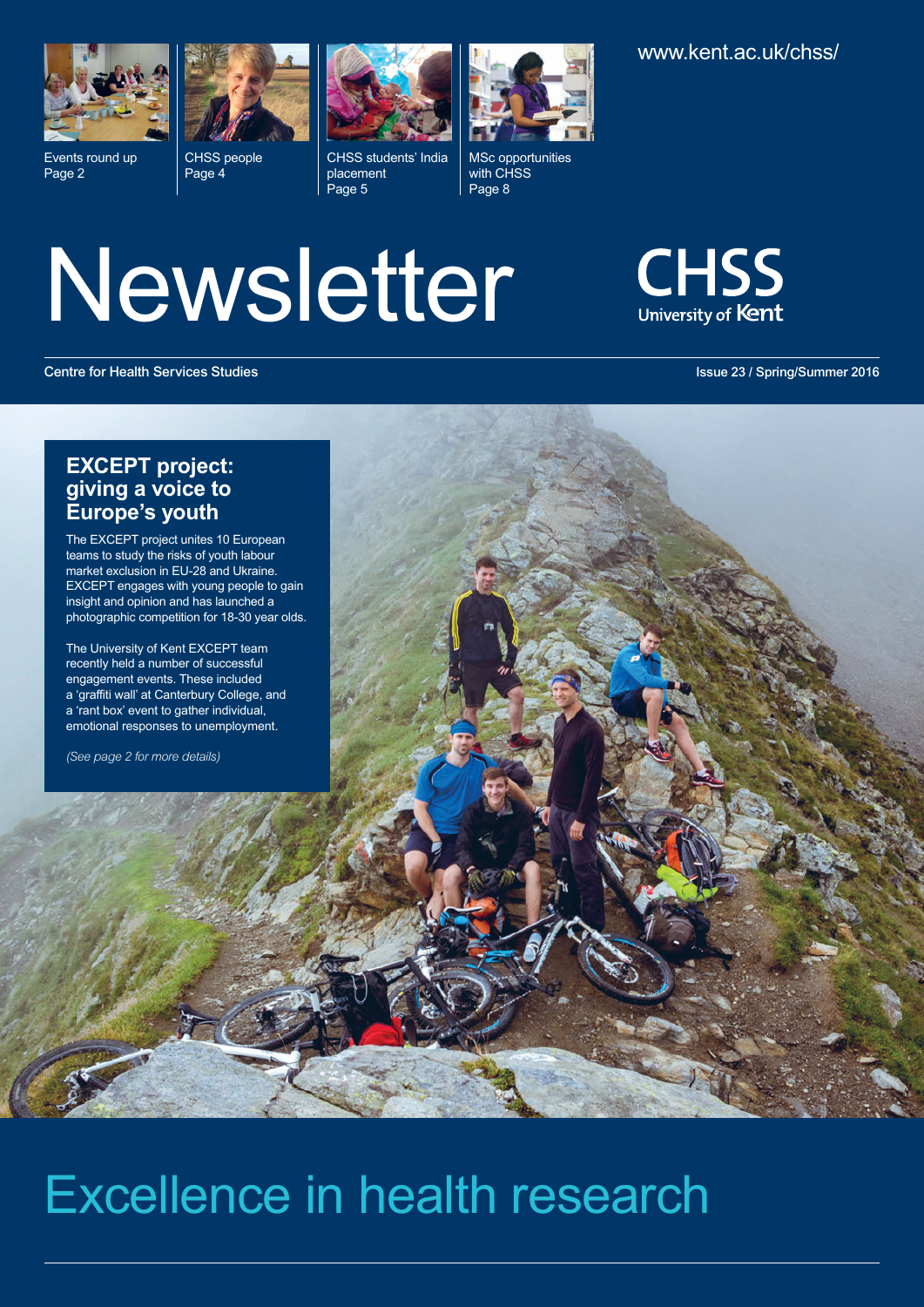Events round up
Page 2

CHSS people
Page 4

CHSS students' India placement
Page 5

MSc opportunities with CHSS
Page 8

www.kent.ac.uk/chss/

# Newsletter

CHSS
University of Kent

Centre for Health Services Studies

Issue 23 / Spring/Summer 2016

## EXCEPT project: giving a voice to Europe's youth

The EXCEPT project unites 10 European teams to study the risks of youth labour market exclusion in EU-28 and Ukraine. EXCEPT engages with young people to gain insight and opinion and has launched a photographic competition for 18-30 year olds.

The University of Kent EXCEPT team recently held a number of successful engagement events. These included a 'graffiti wall' at Canterbury College, and a 'rant box' event to gather individual, emotional responses to unemployment.

*(See page 2 for more details)*

# Excellence in health research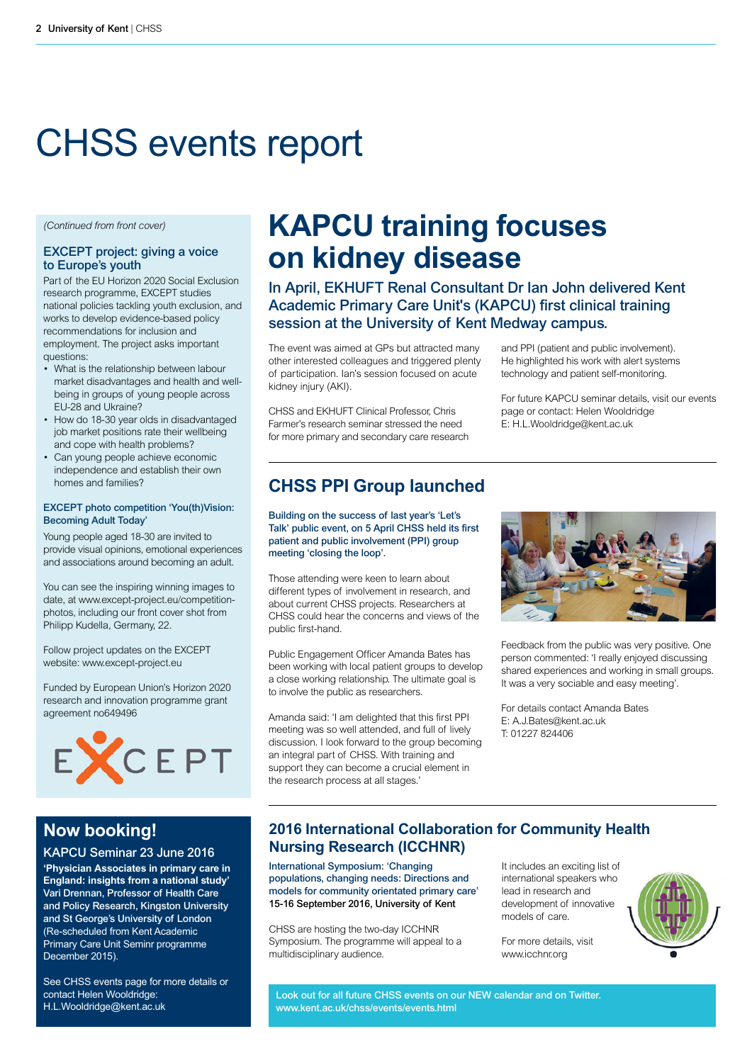# CHSS events report

*(Continued from front cover)*

### EXCEPT project: giving a voice to Europe's youth

Part of the EU Horizon 2020 Social Exclusion research programme, EXCEPT studies national policies tackling youth exclusion, and works to develop evidence-based policy recommendations for inclusion and employment. The project asks important questions:

- What is the relationship between labour market disadvantages and health and well-being in groups of young people across EU-28 and Ukraine?
- How do 18-30 year olds in disadvantaged job market positions rate their wellbeing and cope with health problems?
- Can young people achieve economic independence and establish their own homes and families?

#### EXCEPT photo competition 'You(th)Vision: Becoming Adult Today'

Young people aged 18-30 are invited to provide visual opinions, emotional experiences and associations around becoming an adult.

You can see the inspiring winning images to date, at www.except-project.eu/competition-photos, including our front cover shot from Philipp Kudella, Germany, 22.

Follow project updates on the EXCEPT website: www.except-project.eu

Funded by European Union's Horizon 2020 research and innovation programme grant agreement no649496

EXCEPT

## Now booking!

### KAPCU Seminar 23 June 2016

**'Physician Associates in primary care in England: insights from a national study' Vari Drennan, Professor of Health Care and Policy Research, Kingston University and St George's University of London** (Re-scheduled from Kent Academic Primary Care Unit Seminr programme December 2015).

See CHSS events page for more details or contact Helen Wooldridge: H.L.Wooldridge@kent.ac.uk

## KAPCU training focuses on kidney disease

### In April, EKHUFT Renal Consultant Dr Ian John delivered Kent Academic Primary Care Unit's (KAPCU) first clinical training session at the University of Kent Medway campus.

The event was aimed at GPs but attracted many other interested colleagues and triggered plenty of participation. Ian's session focused on acute kidney injury (AKI).

CHSS and EKHUFT Clinical Professor, Chris Farmer's research seminar stressed the need for more primary and secondary care research and PPI (patient and public involvement). He highlighted his work with alert systems technology and patient self-monitoring.

For future KAPCU seminar details, visit our events page or contact: Helen Wooldridge E: H.L.Wooldridge@kent.ac.uk

## CHSS PPI Group launched

**Building on the success of last year's 'Let's Talk' public event, on 5 April CHSS held its first patient and public involvement (PPI) group meeting 'closing the loop'.**

Those attending were keen to learn about different types of involvement in research, and about current CHSS projects. Researchers at CHSS could hear the concerns and views of the public first-hand.

Public Engagement Officer Amanda Bates has been working with local patient groups to develop a close working relationship. The ultimate goal is to involve the public as researchers.

Amanda said: 'I am delighted that this first PPI meeting was so well attended, and full of lively discussion. I look forward to the group becoming an integral part of CHSS. With training and support they can become a crucial element in the research process at all stages.'

Feedback from the public was very positive. One person commented: 'I really enjoyed discussing shared experiences and working in small groups. It was a very sociable and easy meeting'.

For details contact Amanda Bates
E: A.J.Bates@kent.ac.uk
T: 01227 824406

## 2016 International Collaboration for Community Health Nursing Research (ICCHNR)

**International Symposium: 'Changing populations, changing needs: Directions and models for community orientated primary care'**
**15-16 September 2016, University of Kent**

CHSS are hosting the two-day ICCHNR Symposium. The programme will appeal to a multidisciplinary audience.

It includes an exciting list of international speakers who lead in research and development of innovative models of care.

For more details, visit www.icchnr.org

**Look out for all future CHSS events on our NEW calendar and on Twitter. www.kent.ac.uk/chss/events/events.html**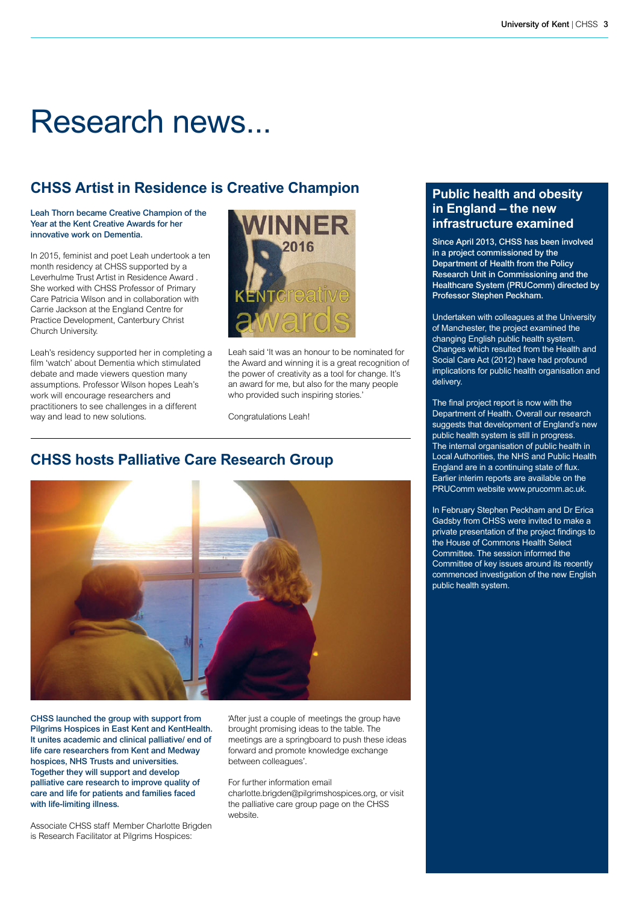# Research news...

## CHSS Artist in Residence is Creative Champion

**Leah Thorn became Creative Champion of the Year at the Kent Creative Awards for her innovative work on Dementia.**

In 2015, feminist and poet Leah undertook a ten month residency at CHSS supported by a Leverhulme Trust Artist in Residence Award . She worked with CHSS Professor of Primary Care Patricia Wilson and in collaboration with Carrie Jackson at the England Centre for Practice Development, Canterbury Christ Church University.

Leah's residency supported her in completing a film 'watch' about Dementia which stimulated debate and made viewers question many assumptions. Professor Wilson hopes Leah's work will encourage researchers and practitioners to see challenges in a different way and lead to new solutions.

Leah said 'It was an honour to be nominated for the Award and winning it is a great recognition of the power of creativity as a tool for change. It's an award for me, but also for the many people who provided such inspiring stories.'

Congratulations Leah!

## CHSS hosts Palliative Care Research Group

**CHSS launched the group with support from Pilgrims Hospices in East Kent and KentHealth. It unites academic and clinical palliative/ end of life care researchers from Kent and Medway hospices, NHS Trusts and universities. Together they will support and develop palliative care research to improve quality of care and life for patients and families faced with life-limiting illness.**

Associate CHSS staff Member Charlotte Brigden is Research Facilitator at Pilgrims Hospices:

'After just a couple of meetings the group have brought promising ideas to the table. The meetings are a springboard to push these ideas forward and promote knowledge exchange between colleagues'.

For further information email charlotte.brigden@pilgrimshospices.org, or visit the palliative care group page on the CHSS website.

## Public health and obesity in England – the new infrastructure examined

**Since April 2013, CHSS has been involved in a project commissioned by the Department of Health from the Policy Research Unit in Commissioning and the Healthcare System (PRUComm) directed by Professor Stephen Peckham.**

Undertaken with colleagues at the University of Manchester, the project examined the changing English public health system. Changes which resulted from the Health and Social Care Act (2012) have had profound implications for public health organisation and delivery.

The final project report is now with the Department of Health. Overall our research suggests that development of England's new public health system is still in progress. The internal organisation of public health in Local Authorities, the NHS and Public Health England are in a continuing state of flux. Earlier interim reports are available on the PRUComm website www.prucomm.ac.uk.

In February Stephen Peckham and Dr Erica Gadsby from CHSS were invited to make a private presentation of the project findings to the House of Commons Health Select Committee. The session informed the Committee of key issues around its recently commenced investigation of the new English public health system.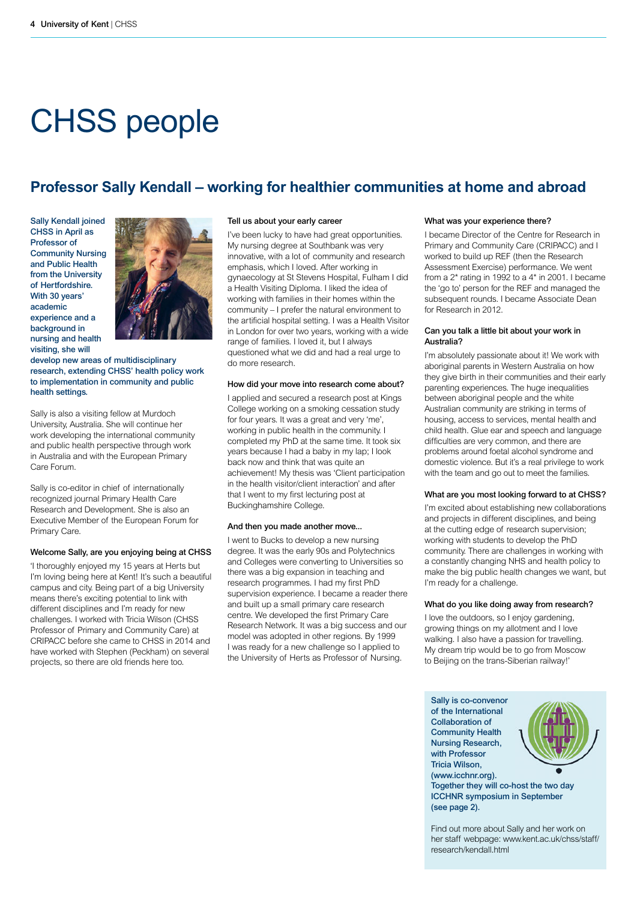# CHSS people

## Professor Sally Kendall – working for healthier communities at home and abroad

**Sally Kendall joined CHSS in April as Professor of Community Nursing and Public Health from the University of Hertfordshire. With 30 years' academic experience and a background in nursing and health visiting, she will develop new areas of multidisciplinary research, extending CHSS' health policy work to implementation in community and public health settings.**

Sally is also a visiting fellow at Murdoch University, Australia. She will continue her work developing the international community and public health perspective through work in Australia and with the European Primary Care Forum.

Sally is co-editor in chief of internationally recognized journal Primary Health Care Research and Development. She is also an Executive Member of the European Forum for Primary Care.

### Welcome Sally, are you enjoying being at CHSS

'I thoroughly enjoyed my 15 years at Herts but I'm loving being here at Kent! It's such a beautiful campus and city. Being part of a big University means there's exciting potential to link with different disciplines and I'm ready for new challenges. I worked with Tricia Wilson (CHSS Professor of Primary and Community Care) at CRIPACC before she came to CHSS in 2014 and have worked with Stephen (Peckham) on several projects, so there are old friends here too.

### Tell us about your early career

I've been lucky to have had great opportunities. My nursing degree at Southbank was very innovative, with a lot of community and research emphasis, which I loved. After working in gynaecology at St Stevens Hospital, Fulham I did a Health Visiting Diploma. I liked the idea of working with families in their homes within the community – I prefer the natural environment to the artificial hospital setting. I was a Health Visitor in London for over two years, working with a wide range of families. I loved it, but I always questioned what we did and had a real urge to do more research.

### How did your move into research come about?

I applied and secured a research post at Kings College working on a smoking cessation study for four years. It was a great and very 'me', working in public health in the community. I completed my PhD at the same time. It took six years because I had a baby in my lap; I look back now and think that was quite an achievement! My thesis was 'Client participation in the health visitor/client interaction' and after that I went to my first lecturing post at Buckinghamshire College.

### And then you made another move...

I went to Bucks to develop a new nursing degree. It was the early 90s and Polytechnics and Colleges were converting to Universities so there was a big expansion in teaching and research programmes. I had my first PhD supervision experience. I became a reader there and built up a small primary care research centre. We developed the first Primary Care Research Network. It was a big success and our model was adopted in other regions. By 1999 I was ready for a new challenge so I applied to the University of Herts as Professor of Nursing.

### What was your experience there?

I became Director of the Centre for Research in Primary and Community Care (CRIPACC) and I worked to build up REF (then the Research Assessment Exercise) performance. We went from a 2* rating in 1992 to a 4* in 2001. I became the 'go to' person for the REF and managed the subsequent rounds. I became Associate Dean for Research in 2012.

### Can you talk a little bit about your work in Australia?

I'm absolutely passionate about it! We work with aboriginal parents in Western Australia on how they give birth in their communities and their early parenting experiences. The huge inequalities between aboriginal people and the white Australian community are striking in terms of housing, access to services, mental health and child health. Glue ear and speech and language difficulties are very common, and there are problems around foetal alcohol syndrome and domestic violence. But it's a real privilege to work with the team and go out to meet the families.

### What are you most looking forward to at CHSS?

I'm excited about establishing new collaborations and projects in different disciplines, and being at the cutting edge of research supervision; working with students to develop the PhD community. There are challenges in working with a constantly changing NHS and health policy to make the big public health changes we want, but I'm ready for a challenge.

### What do you like doing away from research?

I love the outdoors, so I enjoy gardening, growing things on my allotment and I love walking. I also have a passion for travelling. My dream trip would be to go from Moscow to Beijing on the trans-Siberian railway!'

**Sally is co-convenor of the International Collaboration of Community Health Nursing Research, with Professor Tricia Wilson, (www.icchnr.org). Together they will co-host the two day ICCHNR symposium in September (see page 2).**

Find out more about Sally and her work on her staff webpage: www.kent.ac.uk/chss/staff/research/kendall.html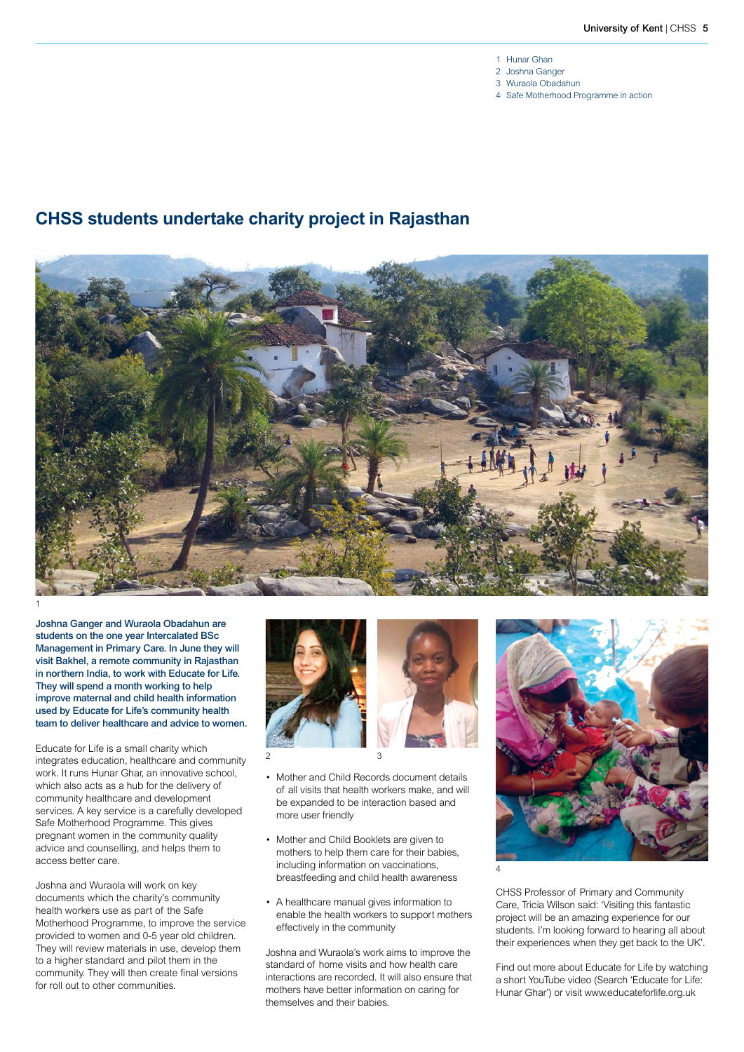1 Hunar Ghan
2 Joshna Ganger
3 Wuraola Obadahun
4 Safe Motherhood Programme in action

## CHSS students undertake charity project in Rajasthan

**Joshna Ganger and Wuraola Obadahun are students on the one year Intercalated BSc Management in Primary Care. In June they will visit Bakhel, a remote community in Rajasthan in northern India, to work with Educate for Life. They will spend a month working to help improve maternal and child health information used by Educate for Life's community health team to deliver healthcare and advice to women.**

Educate for Life is a small charity which integrates education, healthcare and community work. It runs Hunar Ghar, an innovative school, which also acts as a hub for the delivery of community healthcare and development services. A key service is a carefully developed Safe Motherhood Programme. This gives pregnant women in the community quality advice and counselling, and helps them to access better care.

Joshna and Wuraola will work on key documents which the charity's community health workers use as part of the Safe Motherhood Programme, to improve the service provided to women and 0-5 year old children. They will review materials in use, develop them to a higher standard and pilot them in the community. They will then create final versions for roll out to other communities.

- Mother and Child Records document details of all visits that health workers make, and will be expanded to be interaction based and more user friendly
- Mother and Child Booklets are given to mothers to help them care for their babies, including information on vaccinations, breastfeeding and child health awareness
- A healthcare manual gives information to enable the health workers to support mothers effectively in the community

Joshna and Wuraola's work aims to improve the standard of home visits and how health care interactions are recorded. It will also ensure that mothers have better information on caring for themselves and their babies.

CHSS Professor of Primary and Community Care, Tricia Wilson said: 'Visiting this fantastic project will be an amazing experience for our students. I'm looking forward to hearing all about their experiences when they get back to the UK'.

Find out more about Educate for Life by watching a short YouTube video (Search 'Educate for Life: Hunar Ghar') or visit www.educateforlife.org.uk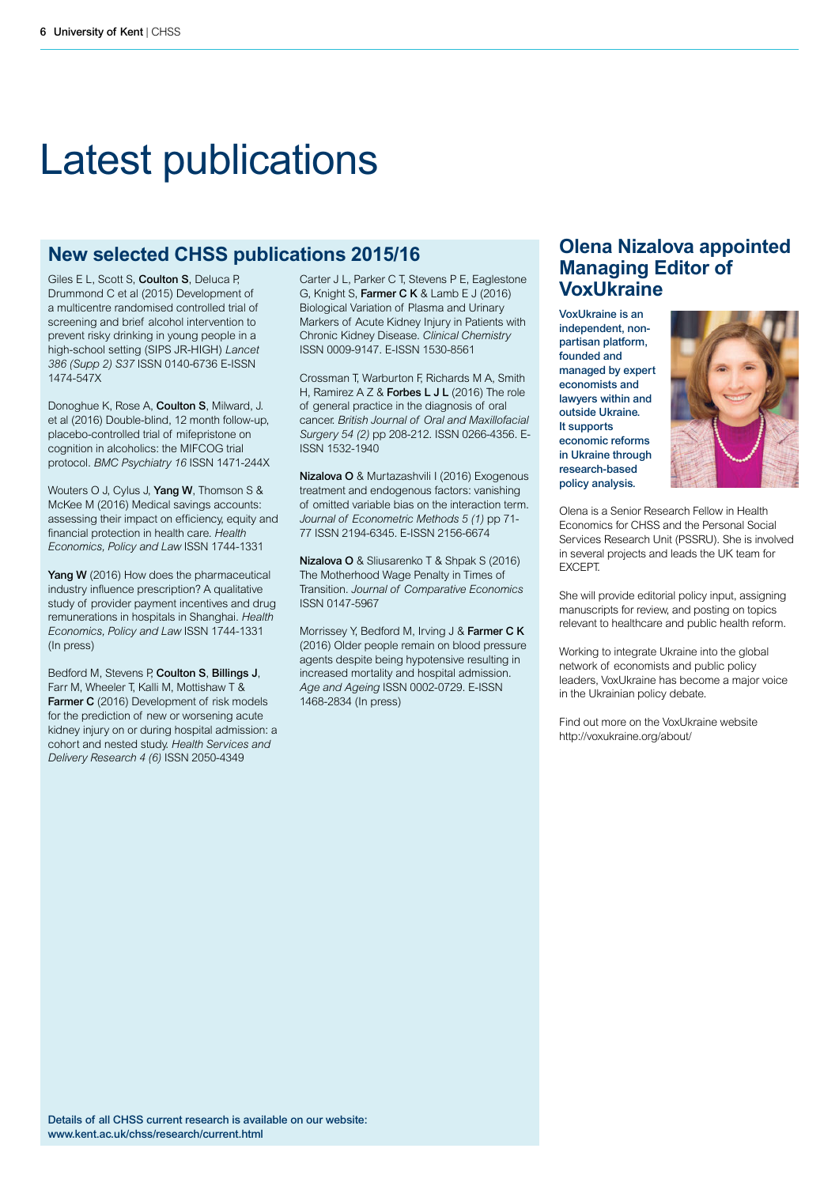# Latest publications

## New selected CHSS publications 2015/16

Giles E L, Scott S, **Coulton S**, Deluca P, Drummond C et al (2015) Development of a multicentre randomised controlled trial of screening and brief alcohol intervention to prevent risky drinking in young people in a high-school setting (SIPS JR-HIGH) *Lancet 386 (Supp 2) S37* ISSN 0140-6736 E-ISSN 1474-547X

Donoghue K, Rose A, **Coulton S**, Milward, J. et al (2016) Double-blind, 12 month follow-up, placebo-controlled trial of mifepristone on cognition in alcoholics: the MIFCOG trial protocol. *BMC Psychiatry 16* ISSN 1471-244X

Wouters O J, Cylus J, **Yang W**, Thomson S & McKee M (2016) Medical savings accounts: assessing their impact on efficiency, equity and financial protection in health care. *Health Economics, Policy and Law* ISSN 1744-1331

**Yang W** (2016) How does the pharmaceutical industry influence prescription? A qualitative study of provider payment incentives and drug remunerations in hospitals in Shanghai. *Health Economics, Policy and Law* ISSN 1744-1331 (In press)

Bedford M, Stevens P, **Coulton S**, **Billings J**, Farr M, Wheeler T, Kalli M, Mottishaw T & **Farmer C** (2016) Development of risk models for the prediction of new or worsening acute kidney injury on or during hospital admission: a cohort and nested study. *Health Services and Delivery Research 4 (6)* ISSN 2050-4349

Carter J L, Parker C T, Stevens P E, Eaglestone G, Knight S, **Farmer C K** & Lamb E J (2016) Biological Variation of Plasma and Urinary Markers of Acute Kidney Injury in Patients with Chronic Kidney Disease. *Clinical Chemistry* ISSN 0009-9147. E-ISSN 1530-8561

Crossman T, Warburton F, Richards M A, Smith H, Ramirez A Z & **Forbes L J L** (2016) The role of general practice in the diagnosis of oral cancer. *British Journal of Oral and Maxillofacial Surgery 54 (2)* pp 208-212. ISSN 0266-4356. E-ISSN 1532-1940

**Nizalova O** & Murtazashvili I (2016) Exogenous treatment and endogenous factors: vanishing of omitted variable bias on the interaction term. *Journal of Econometric Methods 5 (1)* pp 71-77 ISSN 2194-6345. E-ISSN 2156-6674

**Nizalova O** & Sliusarenko T & Shpak S (2016) The Motherhood Wage Penalty in Times of Transition. *Journal of Comparative Economics* ISSN 0147-5967

Morrissey Y, Bedford M, Irving J & **Farmer C K** (2016) Older people remain on blood pressure agents despite being hypotensive resulting in increased mortality and hospital admission. *Age and Ageing* ISSN 0002-0729. E-ISSN 1468-2834 (In press)

Details of all CHSS current research is available on our website: www.kent.ac.uk/chss/research/current.html

## Olena Nizalova appointed Managing Editor of VoxUkraine

VoxUkraine is an independent, non-partisan platform, founded and managed by expert economists and lawyers within and outside Ukraine. It supports economic reforms in Ukraine through research-based policy analysis.

Olena is a Senior Research Fellow in Health Economics for CHSS and the Personal Social Services Research Unit (PSSRU). She is involved in several projects and leads the UK team for EXCEPT.

She will provide editorial policy input, assigning manuscripts for review, and posting on topics relevant to healthcare and public health reform.

Working to integrate Ukraine into the global network of economists and public policy leaders, VoxUkraine has become a major voice in the Ukrainian policy debate.

Find out more on the VoxUkraine website http://voxukraine.org/about/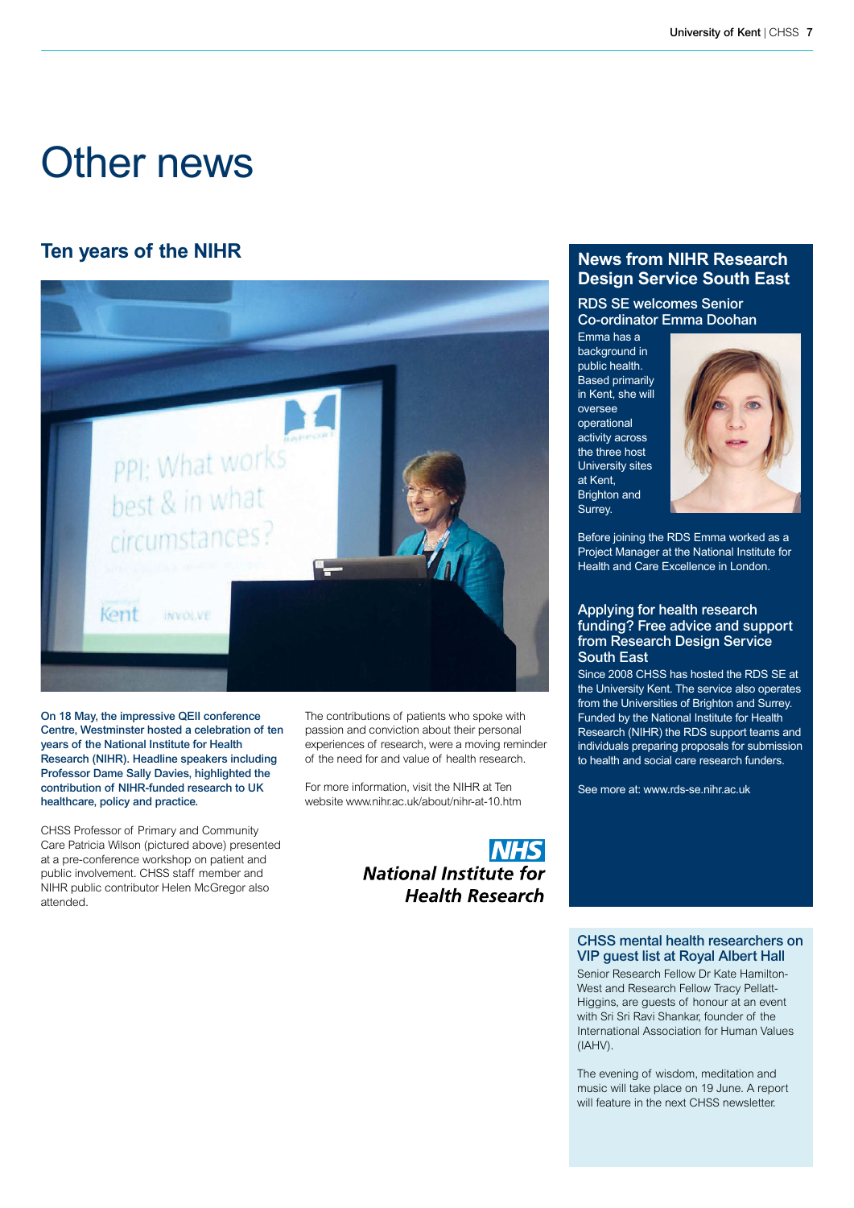# Other news

## Ten years of the NIHR

**On 18 May, the impressive QEII conference Centre, Westminster hosted a celebration of ten years of the National Institute for Health Research (NIHR). Headline speakers including Professor Dame Sally Davies, highlighted the contribution of NIHR-funded research to UK healthcare, policy and practice.**

CHSS Professor of Primary and Community Care Patricia Wilson (pictured above) presented at a pre-conference workshop on patient and public involvement. CHSS staff member and NIHR public contributor Helen McGregor also attended.

The contributions of patients who spoke with passion and conviction about their personal experiences of research, were a moving reminder of the need for and value of health research.

For more information, visit the NIHR at Ten website www.nihr.ac.uk/about/nihr-at-10.htm

NHS
National Institute for Health Research

## News from NIHR Research Design Service South East

### RDS SE welcomes Senior Co-ordinator Emma Doohan

Emma has a background in public health. Based primarily in Kent, she will oversee operational activity across the three host University sites at Kent, Brighton and Surrey.

Before joining the RDS Emma worked as a Project Manager at the National Institute for Health and Care Excellence in London.

### Applying for health research funding? Free advice and support from Research Design Service South East

Since 2008 CHSS has hosted the RDS SE at the University Kent. The service also operates from the Universities of Brighton and Surrey. Funded by the National Institute for Health Research (NIHR) the RDS support teams and individuals preparing proposals for submission to health and social care research funders.

See more at: www.rds-se.nihr.ac.uk

### CHSS mental health researchers on VIP guest list at Royal Albert Hall

Senior Research Fellow Dr Kate Hamilton-West and Research Fellow Tracy Pellatt-Higgins, are guests of honour at an event with Sri Sri Ravi Shankar, founder of the International Association for Human Values (IAHV).

The evening of wisdom, meditation and music will take place on 19 June. A report will feature in the next CHSS newsletter.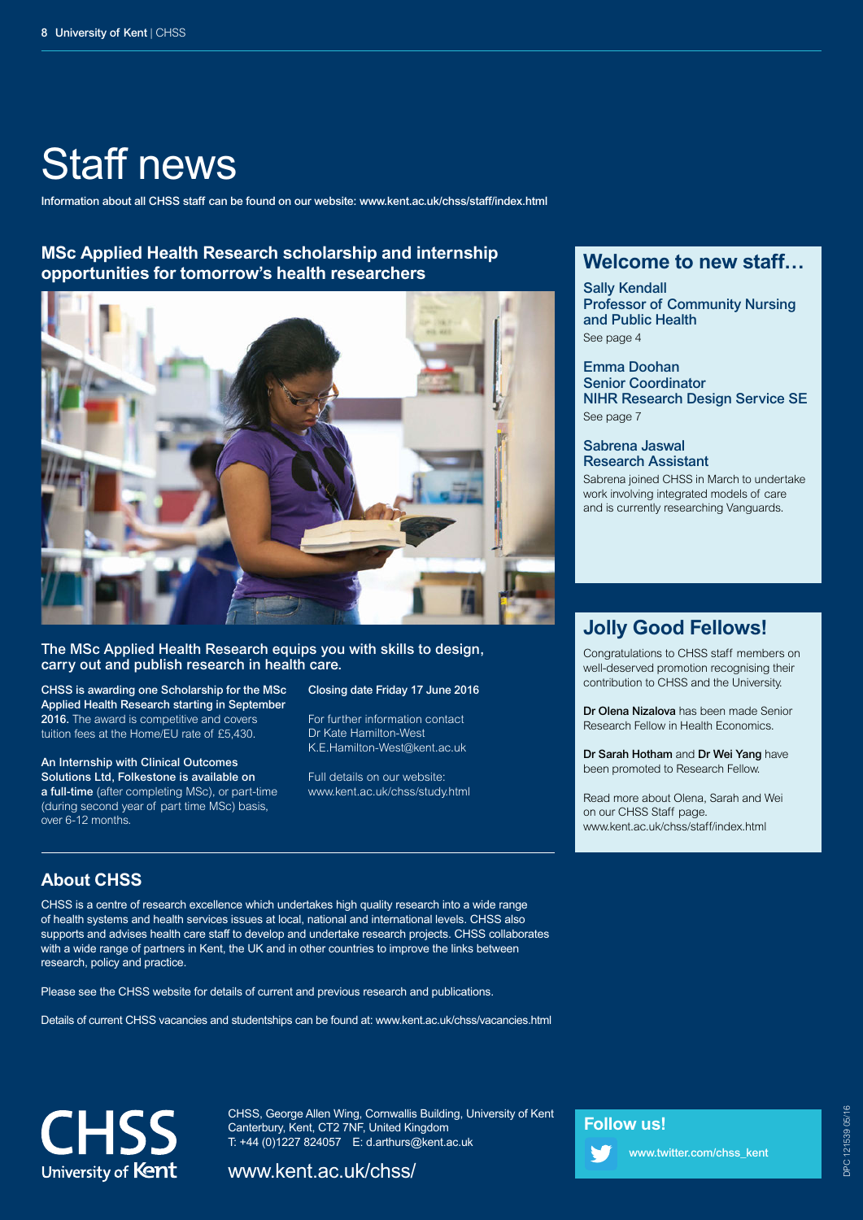# Staff news

Information about all CHSS staff can be found on our website: www.kent.ac.uk/chss/staff/index.html

## MSc Applied Health Research scholarship and internship opportunities for tomorrow's health researchers

### The MSc Applied Health Research equips you with skills to design, carry out and publish research in health care.

**CHSS is awarding one Scholarship for the MSc Applied Health Research starting in September 2016.** The award is competitive and covers tuition fees at the Home/EU rate of £5,430.

**An Internship with Clinical Outcomes Solutions Ltd, Folkestone is available on a full-time** (after completing MSc), or part-time (during second year of part time MSc) basis, over 6-12 months.

**Closing date Friday 17 June 2016**

For further information contact Dr Kate Hamilton-West
K.E.Hamilton-West@kent.ac.uk

Full details on our website:
www.kent.ac.uk/chss/study.html

## About CHSS

CHSS is a centre of research excellence which undertakes high quality research into a wide range of health systems and health services issues at local, national and international levels. CHSS also supports and advises health care staff to develop and undertake research projects. CHSS collaborates with a wide range of partners in Kent, the UK and in other countries to improve the links between research, policy and practice.

Please see the CHSS website for details of current and previous research and publications.

Details of current CHSS vacancies and studentships can be found at: www.kent.ac.uk/chss/vacancies.html

## Welcome to new staff…

**Sally Kendall**
**Professor of Community Nursing and Public Health**
See page 4

**Emma Doohan**
**Senior Coordinator**
**NIHR Research Design Service SE**
See page 7

**Sabrena Jaswal**
**Research Assistant**
Sabrena joined CHSS in March to undertake work involving integrated models of care and is currently researching Vanguards.

## Jolly Good Fellows!

Congratulations to CHSS staff members on well-deserved promotion recognising their contribution to CHSS and the University.

**Dr Olena Nizalova** has been made Senior Research Fellow in Health Economics.

**Dr Sarah Hotham** and **Dr Wei Yang** have been promoted to Research Fellow.

Read more about Olena, Sarah and Wei on our CHSS Staff page.
www.kent.ac.uk/chss/staff/index.html

CHSS
University of Kent

CHSS, George Allen Wing, Cornwallis Building, University of Kent
Canterbury, Kent, CT2 7NF, United Kingdom
T: +44 (0)1227 824057 E: d.arthurs@kent.ac.uk

www.kent.ac.uk/chss/

## Follow us!

www.twitter.com/chss_kent

DPC 121539 05/16